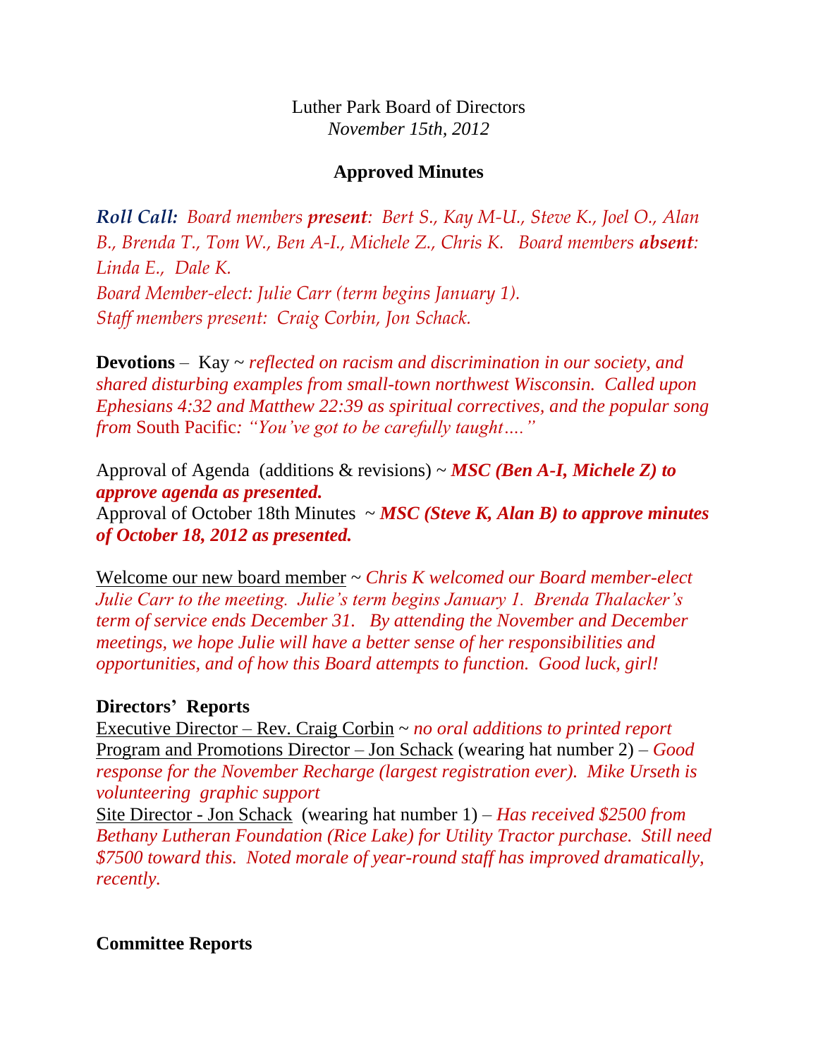Luther Park Board of Directors
*November 15th, 2012*

**Approved Minutes**

***Roll Call:*** *Board members **present**: Bert S., Kay M-U., Steve K., Joel O., Alan B., Brenda T., Tom W., Ben A-I., Michele Z., Chris K. Board members **absent**: Linda E., Dale K.*
*Board Member-elect: Julie Carr (term begins January 1).*
*Staff members present: Craig Corbin, Jon Schack.*

**Devotions** – Kay ~ *reflected on racism and discrimination in our society, and shared disturbing examples from small-town northwest Wisconsin. Called upon Ephesians 4:32 and Matthew 22:39 as spiritual correctives, and the popular song from* South Pacific*: "You've got to be carefully taught…."*

Approval of Agenda (additions & revisions) ~ ***MSC (Ben A-I, Michele Z) to approve agenda as presented.***
Approval of October 18th Minutes ~ ***MSC (Steve K, Alan B) to approve minutes of October 18, 2012 as presented.***

Welcome our new board member ~ *Chris K welcomed our Board member-elect Julie Carr to the meeting. Julie's term begins January 1. Brenda Thalacker's term of service ends December 31. By attending the November and December meetings, we hope Julie will have a better sense of her responsibilities and opportunities, and of how this Board attempts to function. Good luck, girl!*

**Directors' Reports**
Executive Director – Rev. Craig Corbin ~ *no oral additions to printed report*
Program and Promotions Director – Jon Schack (wearing hat number 2) – *Good response for the November Recharge (largest registration ever). Mike Urseth is volunteering graphic support*
Site Director - Jon Schack (wearing hat number 1) – *Has received $2500 from Bethany Lutheran Foundation (Rice Lake) for Utility Tractor purchase. Still need $7500 toward this. Noted morale of year-round staff has improved dramatically, recently.*

**Committee Reports**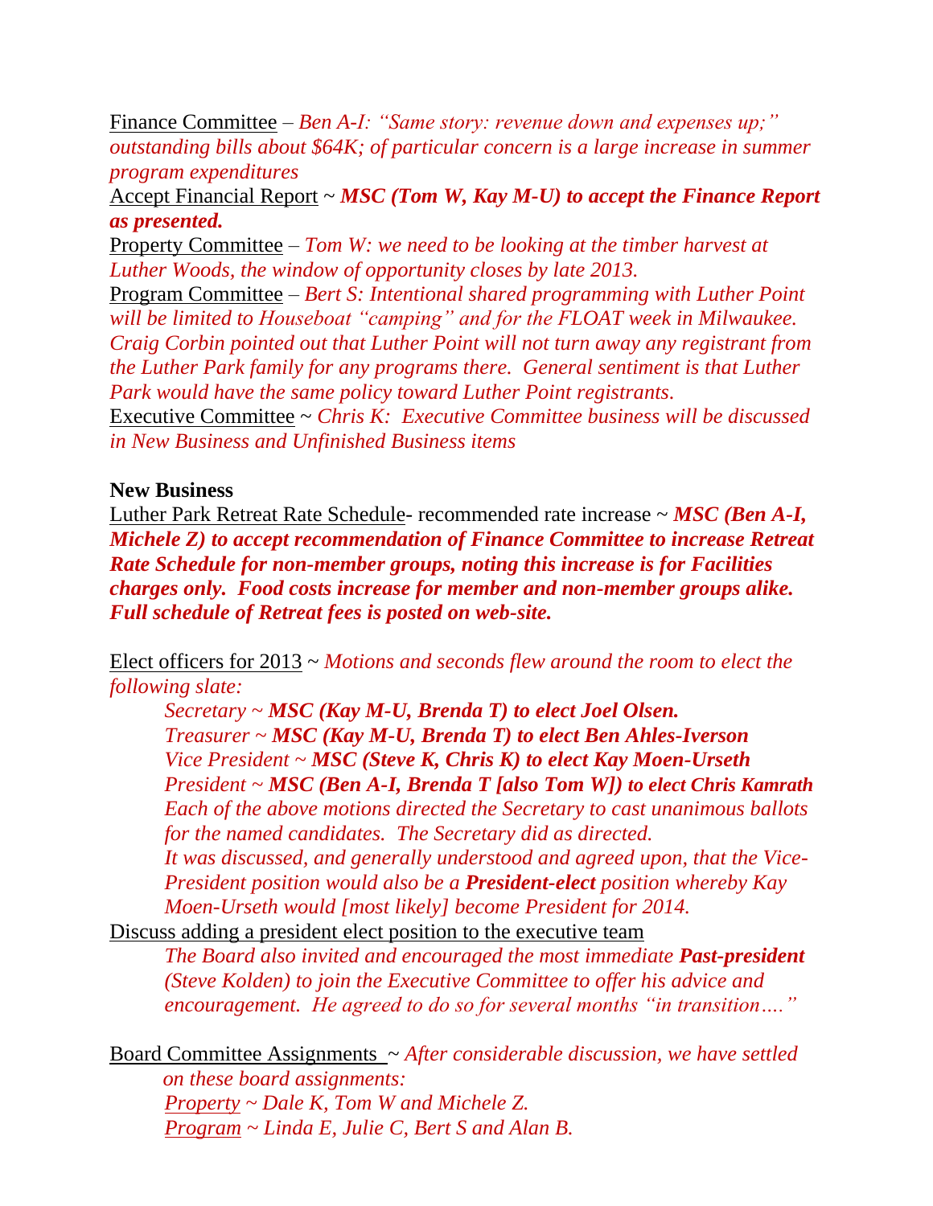Finance Committee – *Ben A-I: "Same story: revenue down and expenses up;" outstanding bills about $64K; of particular concern is a large increase in summer program expenditures*

Accept Financial Report ~ ***MSC (Tom W, Kay M-U) to accept the Finance Report as presented.***

Property Committee – *Tom W: we need to be looking at the timber harvest at Luther Woods, the window of opportunity closes by late 2013.*

Program Committee – *Bert S: Intentional shared programming with Luther Point will be limited to Houseboat "camping" and for the FLOAT week in Milwaukee. Craig Corbin pointed out that Luther Point will not turn away any registrant from the Luther Park family for any programs there. General sentiment is that Luther Park would have the same policy toward Luther Point registrants.*

Executive Committee ~ *Chris K: Executive Committee business will be discussed in New Business and Unfinished Business items*

**New Business**

Luther Park Retreat Rate Schedule- recommended rate increase ~ ***MSC (Ben A-I, Michele Z) to accept recommendation of Finance Committee to increase Retreat Rate Schedule for non-member groups, noting this increase is for Facilities charges only. Food costs increase for member and non-member groups alike. Full schedule of Retreat fees is posted on web-site.***

Elect officers for 2013 ~ *Motions and seconds flew around the room to elect the following slate:*

> *Secretary ~* ***MSC (Kay M-U, Brenda T) to elect Joel Olsen.***
> *Treasurer ~* ***MSC (Kay M-U, Brenda T) to elect Ben Ahles-Iverson***
> *Vice President ~* ***MSC (Steve K, Chris K) to elect Kay Moen-Urseth***
> *President ~* ***MSC (Ben A-I, Brenda T [also Tom W]) to elect Chris Kamrath***
> *Each of the above motions directed the Secretary to cast unanimous ballots for the named candidates. The Secretary did as directed.*
> *It was discussed, and generally understood and agreed upon, that the Vice-President position would also be a* ***President-elect*** *position whereby Kay Moen-Urseth would [most likely] become President for 2014.*

Discuss adding a president elect position to the executive team

> *The Board also invited and encouraged the most immediate* ***Past-president*** *(Steve Kolden) to join the Executive Committee to offer his advice and encouragement. He agreed to do so for several months "in transition…."*

Board Committee Assignments ~ *After considerable discussion, we have settled on these board assignments:*

> *Property ~ Dale K, Tom W and Michele Z.*
> *Program ~ Linda E, Julie C, Bert S and Alan B.*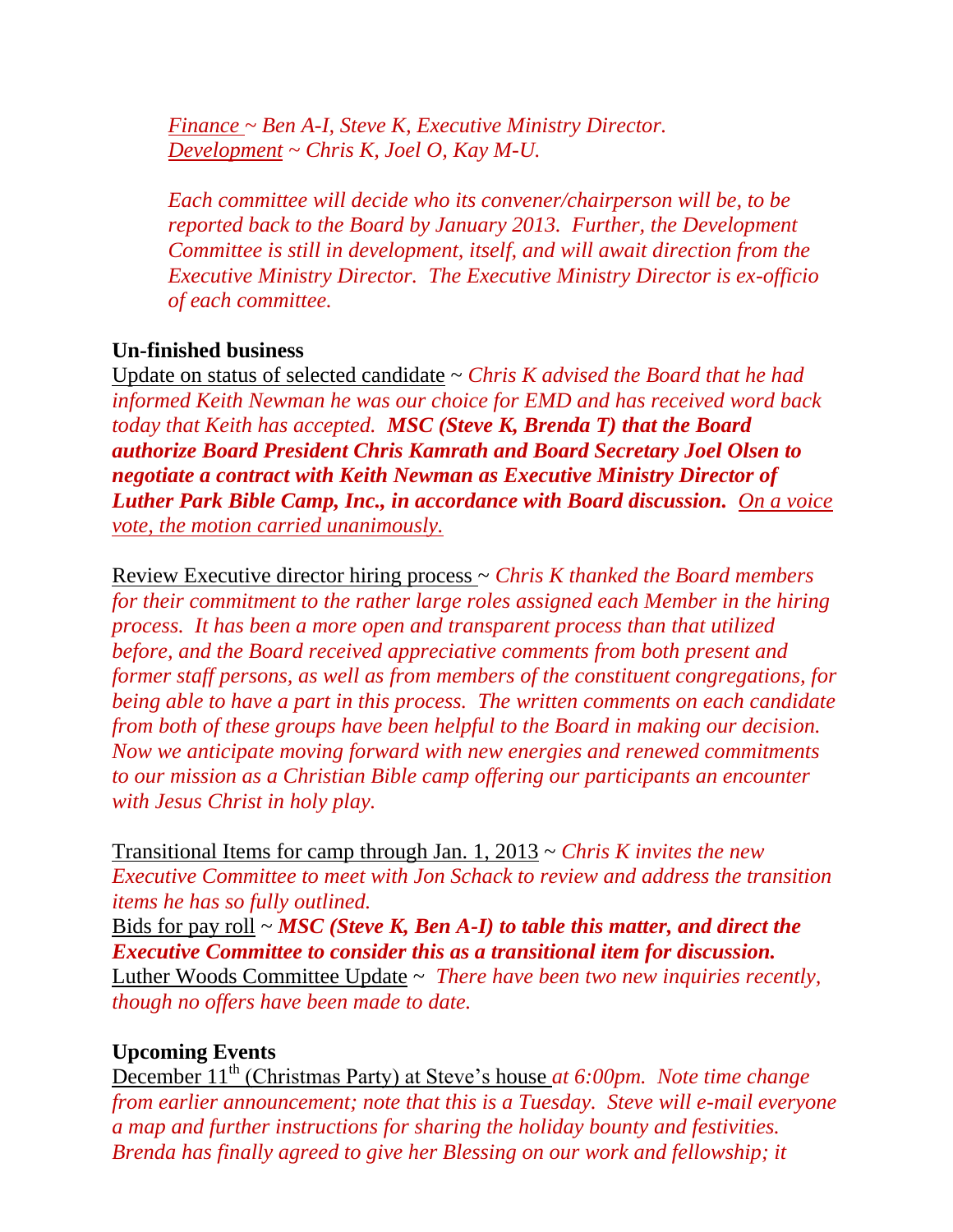*<u>Finance</u> ~ Ben A-I, Steve K, Executive Ministry Director.*
*<u>Development</u> ~ Chris K, Joel O, Kay M-U.*

*Each committee will decide who its convener/chairperson will be, to be reported back to the Board by January 2013. Further, the Development Committee is still in development, itself, and will await direction from the Executive Ministry Director. The Executive Ministry Director is ex-officio of each committee.*

**Un-finished business**

<u>Update on status of selected candidate</u> ~ *Chris K advised the Board that he had informed Keith Newman he was our choice for EMD and has received word back today that Keith has accepted.* ***MSC (Steve K, Brenda T) that the Board authorize Board President Chris Kamrath and Board Secretary Joel Olsen to negotiate a contract with Keith Newman as Executive Ministry Director of Luther Park Bible Camp, Inc., in accordance with Board discussion.*** *<u>On a voice vote, the motion carried unanimously.</u>*

<u>Review Executive director hiring process</u> ~ *Chris K thanked the Board members for their commitment to the rather large roles assigned each Member in the hiring process. It has been a more open and transparent process than that utilized before, and the Board received appreciative comments from both present and former staff persons, as well as from members of the constituent congregations, for being able to have a part in this process. The written comments on each candidate from both of these groups have been helpful to the Board in making our decision. Now we anticipate moving forward with new energies and renewed commitments to our mission as a Christian Bible camp offering our participants an encounter with Jesus Christ in holy play.*

<u>Transitional Items for camp through Jan. 1, 2013</u> ~ *Chris K invites the new Executive Committee to meet with Jon Schack to review and address the transition items he has so fully outlined.*
<u>Bids for pay roll</u> ~ ***MSC (Steve K, Ben A-I) to table this matter, and direct the Executive Committee to consider this as a transitional item for discussion.***
<u>Luther Woods Committee Update</u> ~ *There have been two new inquiries recently, though no offers have been made to date.*

**Upcoming Events**

<u>December 11th (Christmas Party) at Steve's house</u> *at 6:00pm. Note time change from earlier announcement; note that this is a Tuesday. Steve will e-mail everyone a map and further instructions for sharing the holiday bounty and festivities. Brenda has finally agreed to give her Blessing on our work and fellowship; it*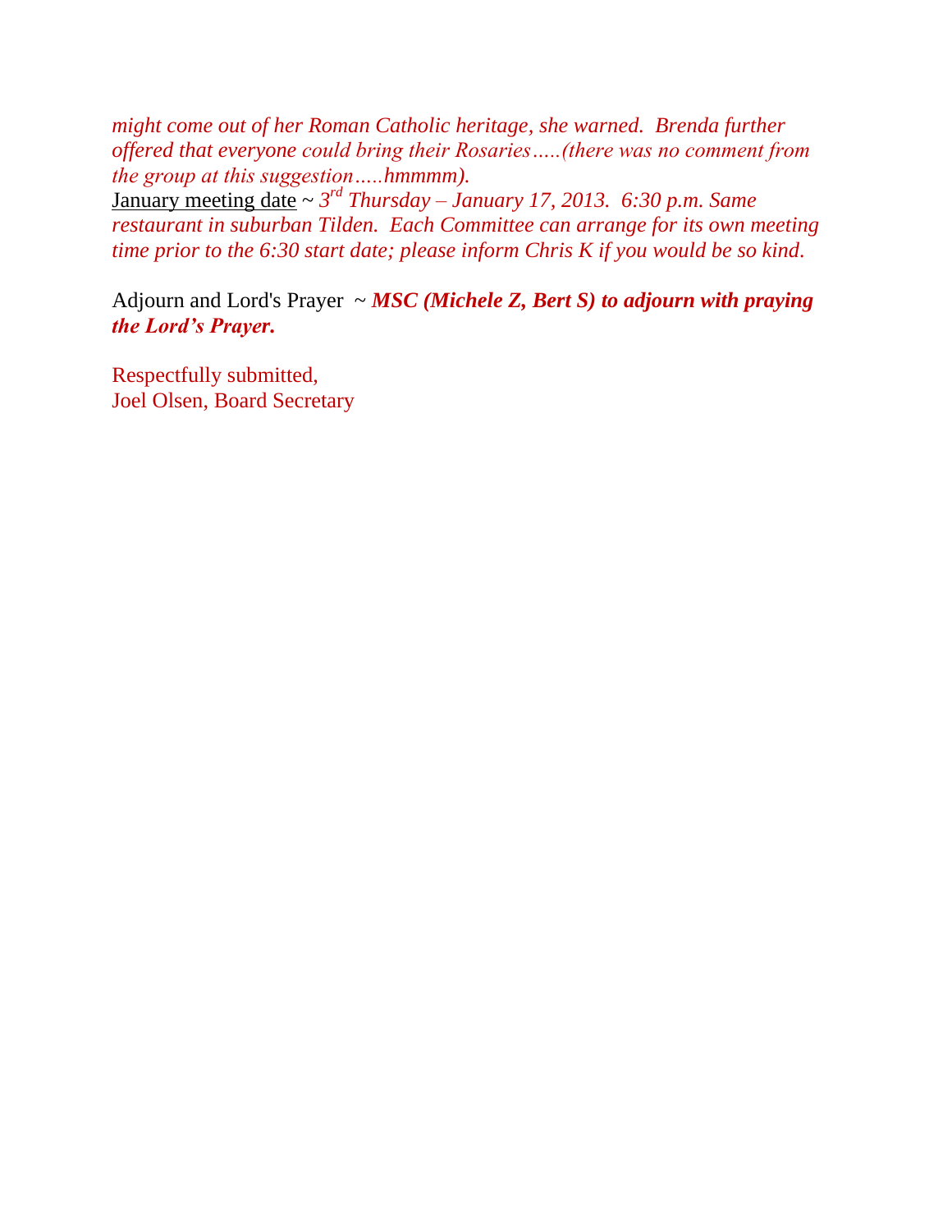*might come out of her Roman Catholic heritage, she warned. Brenda further offered that everyone could bring their Rosaries…..(there was no comment from the group at this suggestion…..hmmmm).*

January meeting date ~ *3rd Thursday – January 17, 2013. 6:30 p.m. Same restaurant in suburban Tilden. Each Committee can arrange for its own meeting time prior to the 6:30 start date; please inform Chris K if you would be so kind.*

Adjourn and Lord's Prayer ~ ***MSC (Michele Z, Bert S) to adjourn with praying the Lord's Prayer.***

Respectfully submitted,
Joel Olsen, Board Secretary